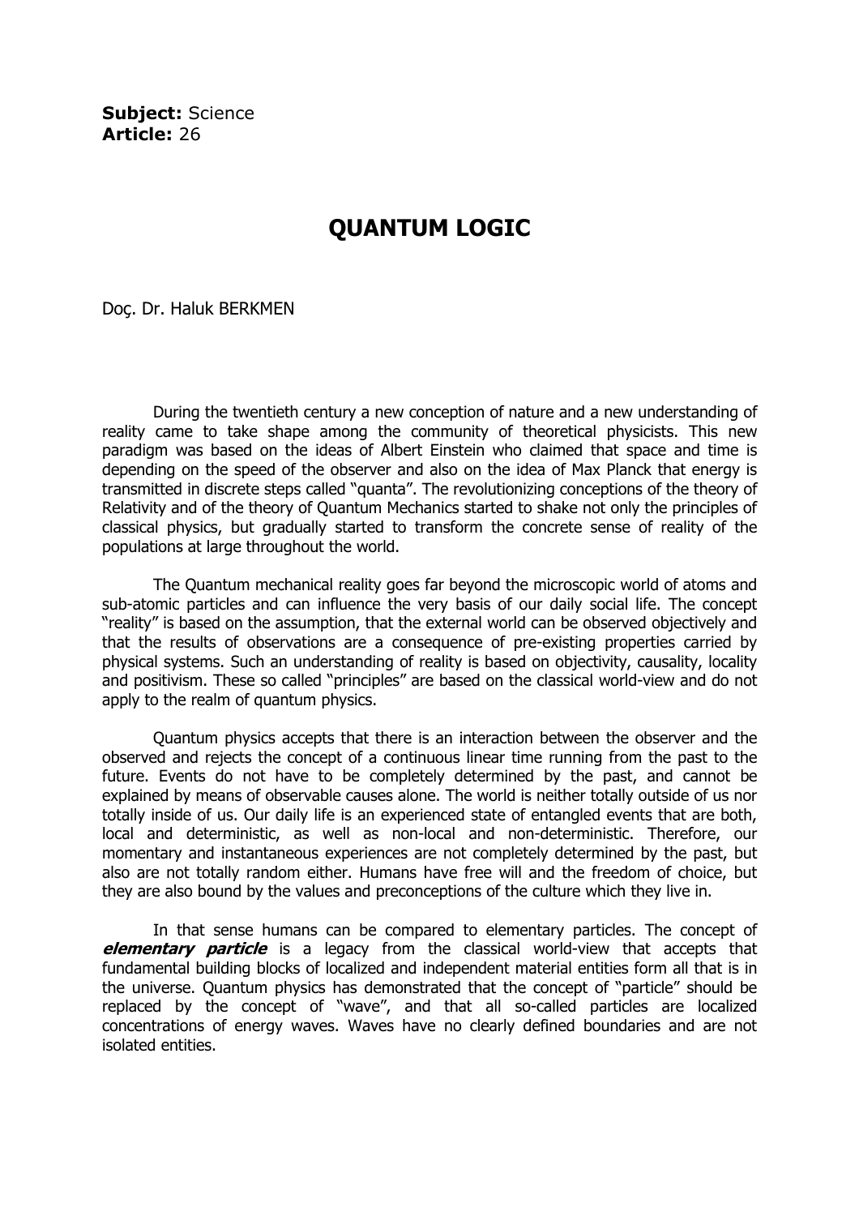**Subject:** Science
**Article:** 26

# QUANTUM LOGIC

Doç. Dr. Haluk BERKMEN

During the twentieth century a new conception of nature and a new understanding of reality came to take shape among the community of theoretical physicists. This new paradigm was based on the ideas of Albert Einstein who claimed that space and time is depending on the speed of the observer and also on the idea of Max Planck that energy is transmitted in discrete steps called "quanta". The revolutionizing conceptions of the theory of Relativity and of the theory of Quantum Mechanics started to shake not only the principles of classical physics, but gradually started to transform the concrete sense of reality of the populations at large throughout the world.

The Quantum mechanical reality goes far beyond the microscopic world of atoms and sub-atomic particles and can influence the very basis of our daily social life. The concept "reality" is based on the assumption, that the external world can be observed objectively and that the results of observations are a consequence of pre-existing properties carried by physical systems. Such an understanding of reality is based on objectivity, causality, locality and positivism. These so called "principles" are based on the classical world-view and do not apply to the realm of quantum physics.

Quantum physics accepts that there is an interaction between the observer and the observed and rejects the concept of a continuous linear time running from the past to the future. Events do not have to be completely determined by the past, and cannot be explained by means of observable causes alone. The world is neither totally outside of us nor totally inside of us. Our daily life is an experienced state of entangled events that are both, local and deterministic, as well as non-local and non-deterministic. Therefore, our momentary and instantaneous experiences are not completely determined by the past, but also are not totally random either. Humans have free will and the freedom of choice, but they are also bound by the values and preconceptions of the culture which they live in.

In that sense humans can be compared to elementary particles. The concept of ***elementary particle*** is a legacy from the classical world-view that accepts that fundamental building blocks of localized and independent material entities form all that is in the universe. Quantum physics has demonstrated that the concept of "particle" should be replaced by the concept of "wave", and that all so-called particles are localized concentrations of energy waves. Waves have no clearly defined boundaries and are not isolated entities.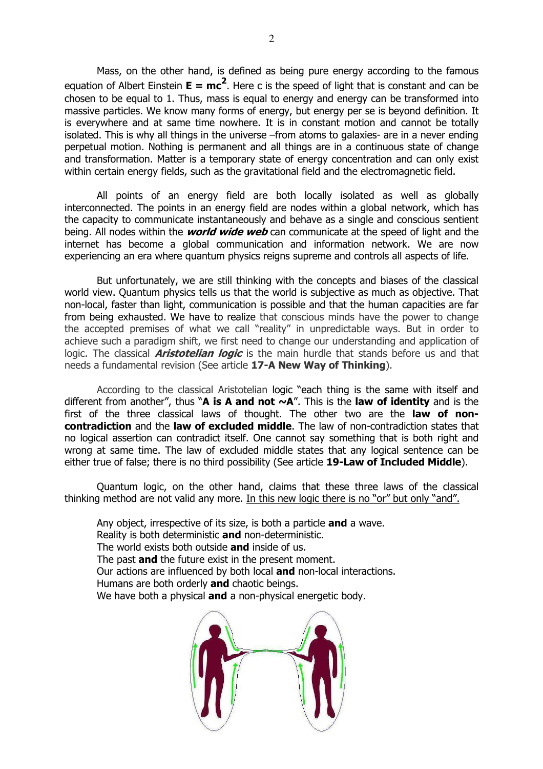Mass, on the other hand, is defined as being pure energy according to the famous equation of Albert Einstein $\mathbf{E = mc^2}$. Here c is the speed of light that is constant and can be chosen to be equal to 1. Thus, mass is equal to energy and energy can be transformed into massive particles. We know many forms of energy, but energy per se is beyond definition. It is everywhere and at same time nowhere. It is in constant motion and cannot be totally isolated. This is why all things in the universe –from atoms to galaxies- are in a never ending perpetual motion. Nothing is permanent and all things are in a continuous state of change and transformation. Matter is a temporary state of energy concentration and can only exist within certain energy fields, such as the gravitational field and the electromagnetic field.

All points of an energy field are both locally isolated as well as globally interconnected. The points in an energy field are nodes within a global network, which has the capacity to communicate instantaneously and behave as a single and conscious sentient being. All nodes within the ***world wide web*** can communicate at the speed of light and the internet has become a global communication and information network. We are now experiencing an era where quantum physics reigns supreme and controls all aspects of life.

But unfortunately, we are still thinking with the concepts and biases of the classical world view. Quantum physics tells us that the world is subjective as much as objective. That non-local, faster than light, communication is possible and that the human capacities are far from being exhausted. We have to realize that conscious minds have the power to change the accepted premises of what we call "reality" in unpredictable ways. But in order to achieve such a paradigm shift, we first need to change our understanding and application of logic. The classical ***Aristotelian logic*** is the main hurdle that stands before us and that needs a fundamental revision (See article **17-A New Way of Thinking**).

According to the classical Aristotelian logic "each thing is the same with itself and different from another", thus "**A is A and not ~A**". This is the **law of identity** and is the first of the three classical laws of thought. The other two are the **law of non-contradiction** and the **law of excluded middle**. The law of non-contradiction states that no logical assertion can contradict itself. One cannot say something that is both right and wrong at same time. The law of excluded middle states that any logical sentence can be either true of false; there is no third possibility (See article **19-Law of Included Middle**).

Quantum logic, on the other hand, claims that these three laws of the classical thinking method are not valid any more. <u>In this new logic there is no "or" but only "and".</u>

Any object, irrespective of its size, is both a particle **and** a wave.
Reality is both deterministic **and** non-deterministic.
The world exists both outside **and** inside of us.
The past **and** the future exist in the present moment.
Our actions are influenced by both local **and** non-local interactions.
Humans are both orderly **and** chaotic beings.
We have both a physical **and** a non-physical energetic body.